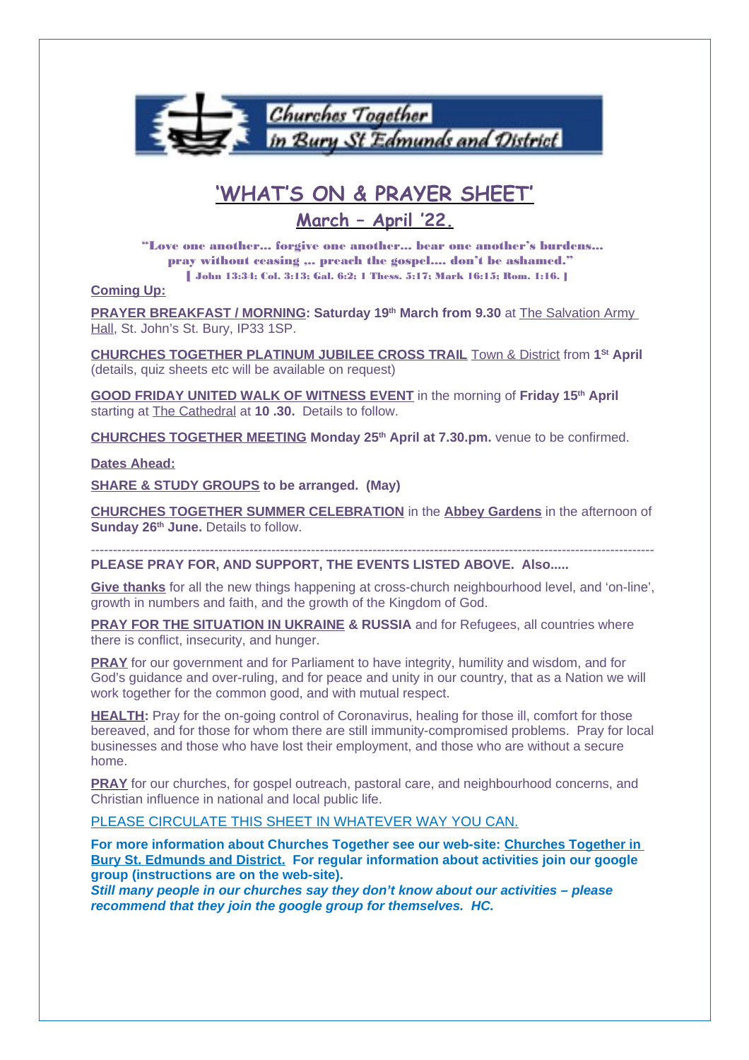Churches Together in Bury St Edmunds and District

# 'WHAT'S ON & PRAYER SHEET'

## March – April '22.

"Love one another... forgive one another... bear one another's burdens... pray without ceasing ,.. preach the gospel.... don't be ashamed."
[ John 13:34; Col. 3:13; Gal. 6:2; 1 Thess. 5:17; Mark 16:15; Rom. 1:16. ]

**Coming Up:**

**PRAYER BREAKFAST / MORNING: Saturday 19th March from 9.30** at The Salvation Army Hall, St. John's St. Bury, IP33 1SP.

**CHURCHES TOGETHER PLATINUM JUBILEE CROSS TRAIL** Town & District from **1st April** (details, quiz sheets etc will be available on request)

**GOOD FRIDAY UNITED WALK OF WITNESS EVENT** in the morning of **Friday 15th April** starting at The Cathedral at **10 .30.** Details to follow.

**CHURCHES TOGETHER MEETING Monday 25th April at 7.30.pm.** venue to be confirmed.

**Dates Ahead:**

**SHARE & STUDY GROUPS to be arranged. (May)**

**CHURCHES TOGETHER SUMMER CELEBRATION** in the **Abbey Gardens** in the afternoon of **Sunday 26th June.** Details to follow.

---

**PLEASE PRAY FOR, AND SUPPORT, THE EVENTS LISTED ABOVE. Also.....**

**Give thanks** for all the new things happening at cross-church neighbourhood level, and 'on-line', growth in numbers and faith, and the growth of the Kingdom of God.

**PRAY FOR THE SITUATION IN UKRAINE & RUSSIA** and for Refugees, all countries where there is conflict, insecurity, and hunger.

**PRAY** for our government and for Parliament to have integrity, humility and wisdom, and for God's guidance and over-ruling, and for peace and unity in our country, that as a Nation we will work together for the common good, and with mutual respect.

**HEALTH:** Pray for the on-going control of Coronavirus, healing for those ill, comfort for those bereaved, and for those for whom there are still immunity-compromised problems. Pray for local businesses and those who have lost their employment, and those who are without a secure home.

**PRAY** for our churches, for gospel outreach, pastoral care, and neighbourhood concerns, and Christian influence in national and local public life.

PLEASE CIRCULATE THIS SHEET IN WHATEVER WAY YOU CAN.

**For more information about Churches Together see our web-site: Churches Together in Bury St. Edmunds and District. For regular information about activities join our google group (instructions are on the web-site).**
***Still many people in our churches say they don't know about our activities – please recommend that they join the google group for themselves. HC.***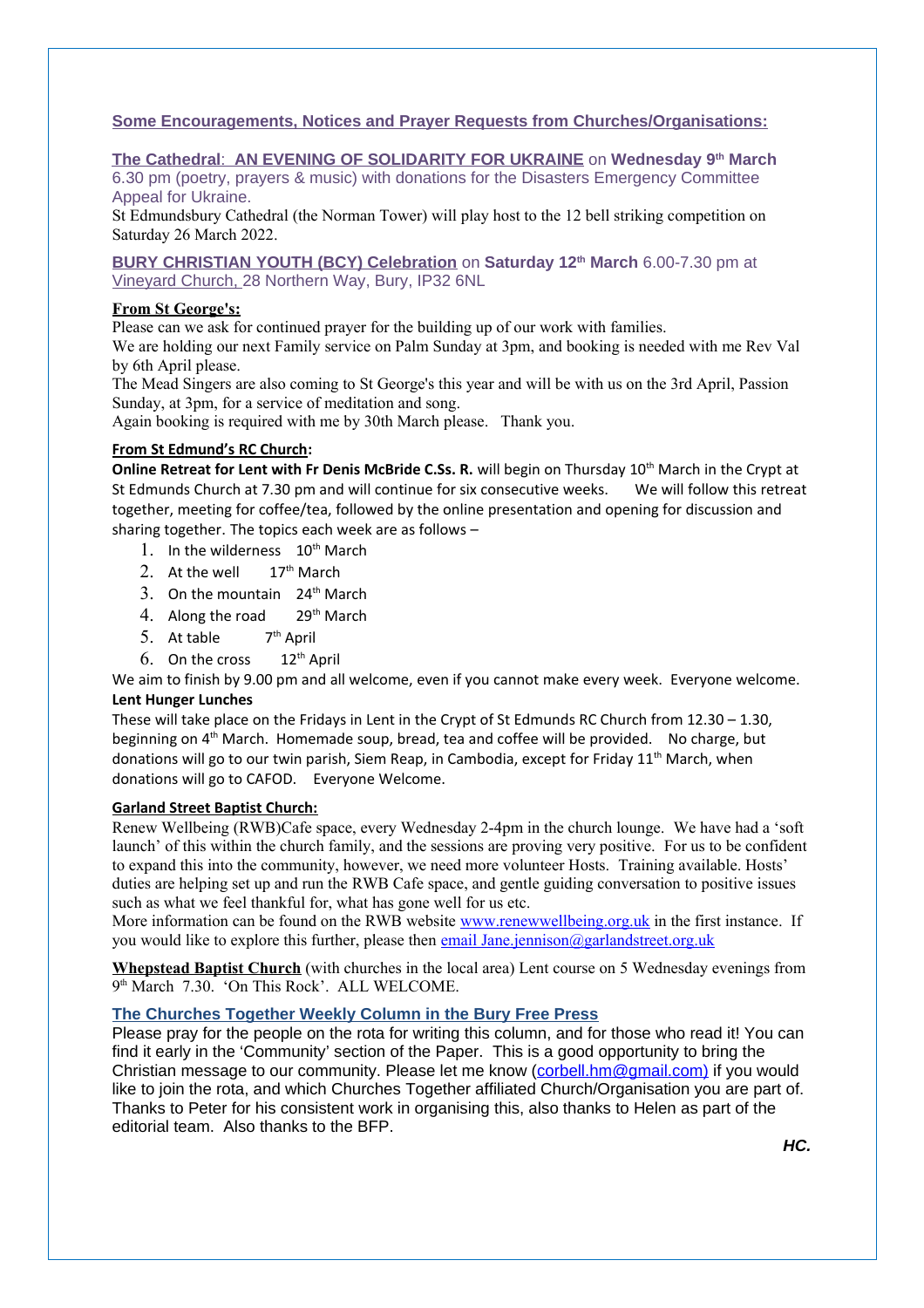## Some Encouragements, Notices and Prayer Requests from Churches/Organisations:

**The Cathedral**: **AN EVENING OF SOLIDARITY FOR UKRAINE** on **Wednesday 9th March** 6.30 pm (poetry, prayers & music) with donations for the Disasters Emergency Committee Appeal for Ukraine.

St Edmundsbury Cathedral (the Norman Tower) will play host to the 12 bell striking competition on Saturday 26 March 2022.

**BURY CHRISTIAN YOUTH (BCY) Celebration** on **Saturday 12th March** 6.00-7.30 pm at Vineyard Church, 28 Northern Way, Bury, IP32 6NL

**From St George's:**

Please can we ask for continued prayer for the building up of our work with families.

We are holding our next Family service on Palm Sunday at 3pm, and booking is needed with me Rev Val by 6th April please.

The Mead Singers are also coming to St George's this year and will be with us on the 3rd April, Passion Sunday, at 3pm, for a service of meditation and song.

Again booking is required with me by 30th March please. Thank you.

**From St Edmund's RC Church:**

**Online Retreat for Lent with Fr Denis McBride C.Ss. R.** will begin on Thursday 10th March in the Crypt at St Edmunds Church at 7.30 pm and will continue for six consecutive weeks. We will follow this retreat together, meeting for coffee/tea, followed by the online presentation and opening for discussion and sharing together. The topics each week are as follows –

1. In the wilderness 10th March
2. At the well 17th March
3. On the mountain 24th March
4. Along the road 29th March
5. At table 7th April
6. On the cross 12th April

We aim to finish by 9.00 pm and all welcome, even if you cannot make every week. Everyone welcome.

**Lent Hunger Lunches**

These will take place on the Fridays in Lent in the Crypt of St Edmunds RC Church from 12.30 – 1.30, beginning on 4th March. Homemade soup, bread, tea and coffee will be provided. No charge, but donations will go to our twin parish, Siem Reap, in Cambodia, except for Friday 11th March, when donations will go to CAFOD. Everyone Welcome.

**Garland Street Baptist Church:**

Renew Wellbeing (RWB)Cafe space, every Wednesday 2-4pm in the church lounge. We have had a 'soft launch' of this within the church family, and the sessions are proving very positive. For us to be confident to expand this into the community, however, we need more volunteer Hosts. Training available. Hosts' duties are helping set up and run the RWB Cafe space, and gentle guiding conversation to positive issues such as what we feel thankful for, what has gone well for us etc.

More information can be found on the RWB website www.renewwellbeing.org.uk in the first instance. If you would like to explore this further, please then email Jane.jennison@garlandstreet.org.uk

**Whepstead Baptist Church** (with churches in the local area) Lent course on 5 Wednesday evenings from 9th March 7.30. 'On This Rock'. ALL WELCOME.

**The Churches Together Weekly Column in the Bury Free Press**

Please pray for the people on the rota for writing this column, and for those who read it! You can find it early in the 'Community' section of the Paper. This is a good opportunity to bring the Christian message to our community. Please let me know (corbell.hm@gmail.com) if you would like to join the rota, and which Churches Together affiliated Church/Organisation you are part of. Thanks to Peter for his consistent work in organising this, also thanks to Helen as part of the editorial team. Also thanks to the BFP.

***HC.***